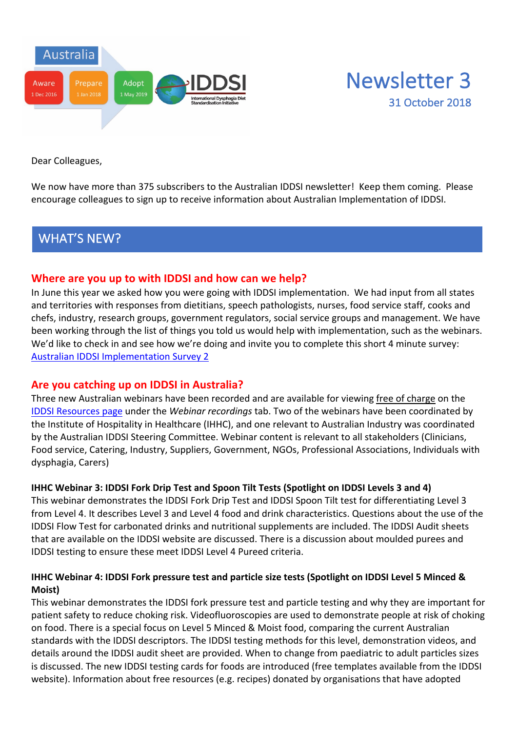Australia

Aware 1 Dec 2016 | Prepare 1 Jan 2018 | Adopt 1 May 2019

IDDSI International Dysphagia Diet Standardisation Initiative

# Newsletter 3

31 October 2018

Dear Colleagues,

We now have more than 375 subscribers to the Australian IDDSI newsletter! Keep them coming. Please encourage colleagues to sign up to receive information about Australian Implementation of IDDSI.

## WHAT'S NEW?

### Where are you up to with IDDSI and how can we help?

In June this year we asked how you were going with IDDSI implementation. We had input from all states and territories with responses from dietitians, speech pathologists, nurses, food service staff, cooks and chefs, industry, research groups, government regulators, social service groups and management. We have been working through the list of things you told us would help with implementation, such as the webinars. We'd like to check in and see how we're doing and invite you to complete this short 4 minute survey: Australian IDDSI Implementation Survey 2

### Are you catching up on IDDSI in Australia?

Three new Australian webinars have been recorded and are available for viewing free of charge on the IDDSI Resources page under the *Webinar recordings* tab. Two of the webinars have been coordinated by the Institute of Hospitality in Healthcare (IHHC), and one relevant to Australian Industry was coordinated by the Australian IDDSI Steering Committee. Webinar content is relevant to all stakeholders (Clinicians, Food service, Catering, Industry, Suppliers, Government, NGOs, Professional Associations, Individuals with dysphagia, Carers)

**IHHC Webinar 3: IDDSI Fork Drip Test and Spoon Tilt Tests (Spotlight on IDDSI Levels 3 and 4)**

This webinar demonstrates the IDDSI Fork Drip Test and IDDSI Spoon Tilt test for differentiating Level 3 from Level 4. It describes Level 3 and Level 4 food and drink characteristics. Questions about the use of the IDDSI Flow Test for carbonated drinks and nutritional supplements are included. The IDDSI Audit sheets that are available on the IDDSI website are discussed. There is a discussion about moulded purees and IDDSI testing to ensure these meet IDDSI Level 4 Pureed criteria.

**IHHC Webinar 4: IDDSI Fork pressure test and particle size tests (Spotlight on IDDSI Level 5 Minced & Moist)**

This webinar demonstrates the IDDSI fork pressure test and particle testing and why they are important for patient safety to reduce choking risk. Videofluoroscopies are used to demonstrate people at risk of choking on food. There is a special focus on Level 5 Minced & Moist food, comparing the current Australian standards with the IDDSI descriptors. The IDDSI testing methods for this level, demonstration videos, and details around the IDDSI audit sheet are provided. When to change from paediatric to adult particles sizes is discussed. The new IDDSI testing cards for foods are introduced (free templates available from the IDDSI website). Information about free resources (e.g. recipes) donated by organisations that have adopted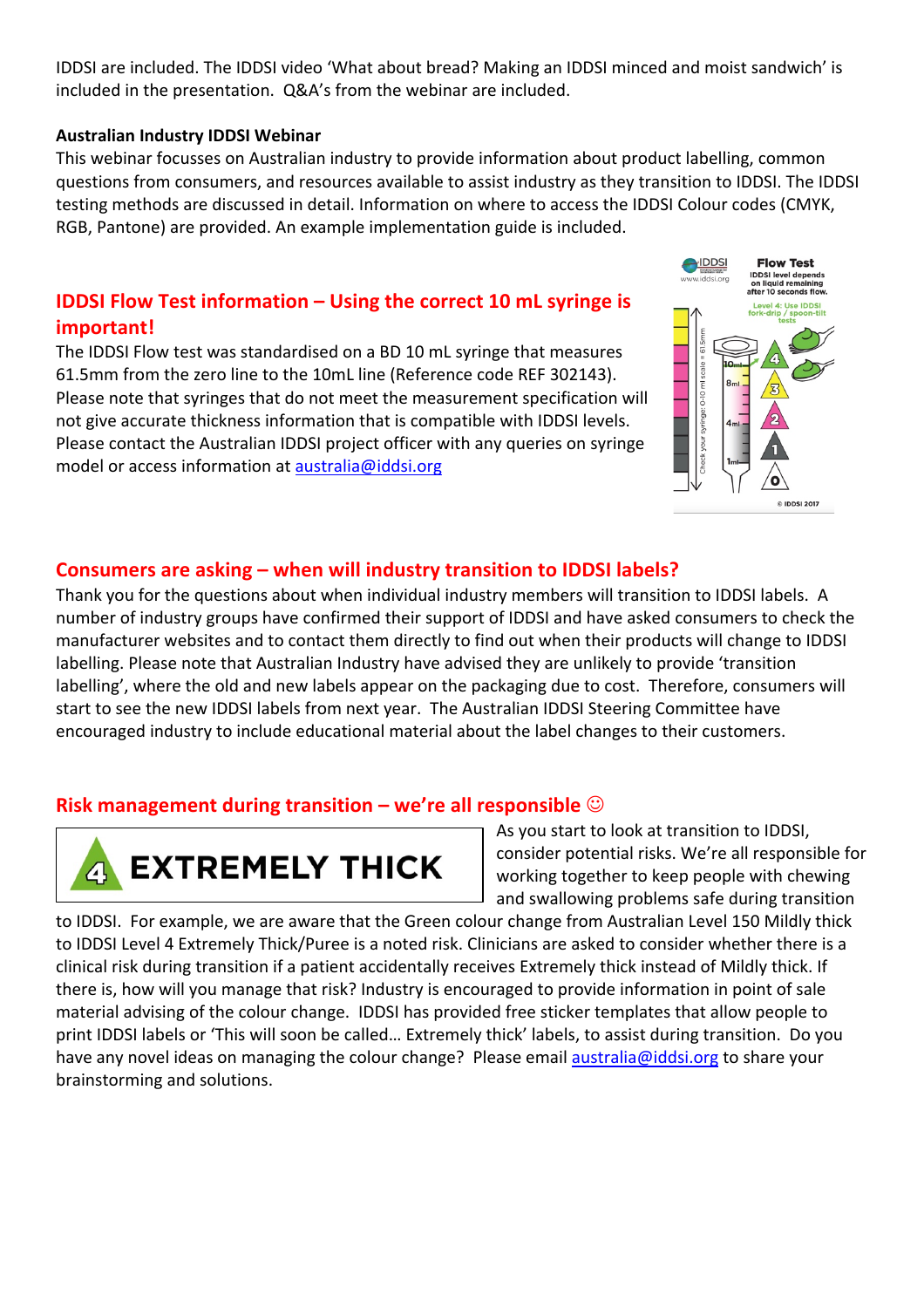IDDSI are included. The IDDSI video 'What about bread? Making an IDDSI minced and moist sandwich' is included in the presentation. Q&A's from the webinar are included.

**Australian Industry IDDSI Webinar**

This webinar focusses on Australian industry to provide information about product labelling, common questions from consumers, and resources available to assist industry as they transition to IDDSI. The IDDSI testing methods are discussed in detail. Information on where to access the IDDSI Colour codes (CMYK, RGB, Pantone) are provided. An example implementation guide is included.

## IDDSI Flow Test information – Using the correct 10 mL syringe is important!

The IDDSI Flow test was standardised on a BD 10 mL syringe that measures 61.5mm from the zero line to the 10mL line (Reference code REF 302143). Please note that syringes that do not meet the measurement specification will not give accurate thickness information that is compatible with IDDSI levels. Please contact the Australian IDDSI project officer with any queries on syringe model or access information at australia@iddsi.org

## Consumers are asking – when will industry transition to IDDSI labels?

Thank you for the questions about when individual industry members will transition to IDDSI labels. A number of industry groups have confirmed their support of IDDSI and have asked consumers to check the manufacturer websites and to contact them directly to find out when their products will change to IDDSI labelling. Please note that Australian Industry have advised they are unlikely to provide 'transition labelling', where the old and new labels appear on the packaging due to cost. Therefore, consumers will start to see the new IDDSI labels from next year. The Australian IDDSI Steering Committee have encouraged industry to include educational material about the label changes to their customers.

## Risk management during transition – we're all responsible ☺

As you start to look at transition to IDDSI, consider potential risks. We're all responsible for working together to keep people with chewing and swallowing problems safe during transition to IDDSI. For example, we are aware that the Green colour change from Australian Level 150 Mildly thick to IDDSI Level 4 Extremely Thick/Puree is a noted risk. Clinicians are asked to consider whether there is a clinical risk during transition if a patient accidentally receives Extremely thick instead of Mildly thick. If there is, how will you manage that risk? Industry is encouraged to provide information in point of sale material advising of the colour change. IDDSI has provided free sticker templates that allow people to print IDDSI labels or 'This will soon be called… Extremely thick' labels, to assist during transition. Do you have any novel ideas on managing the colour change? Please email australia@iddsi.org to share your brainstorming and solutions.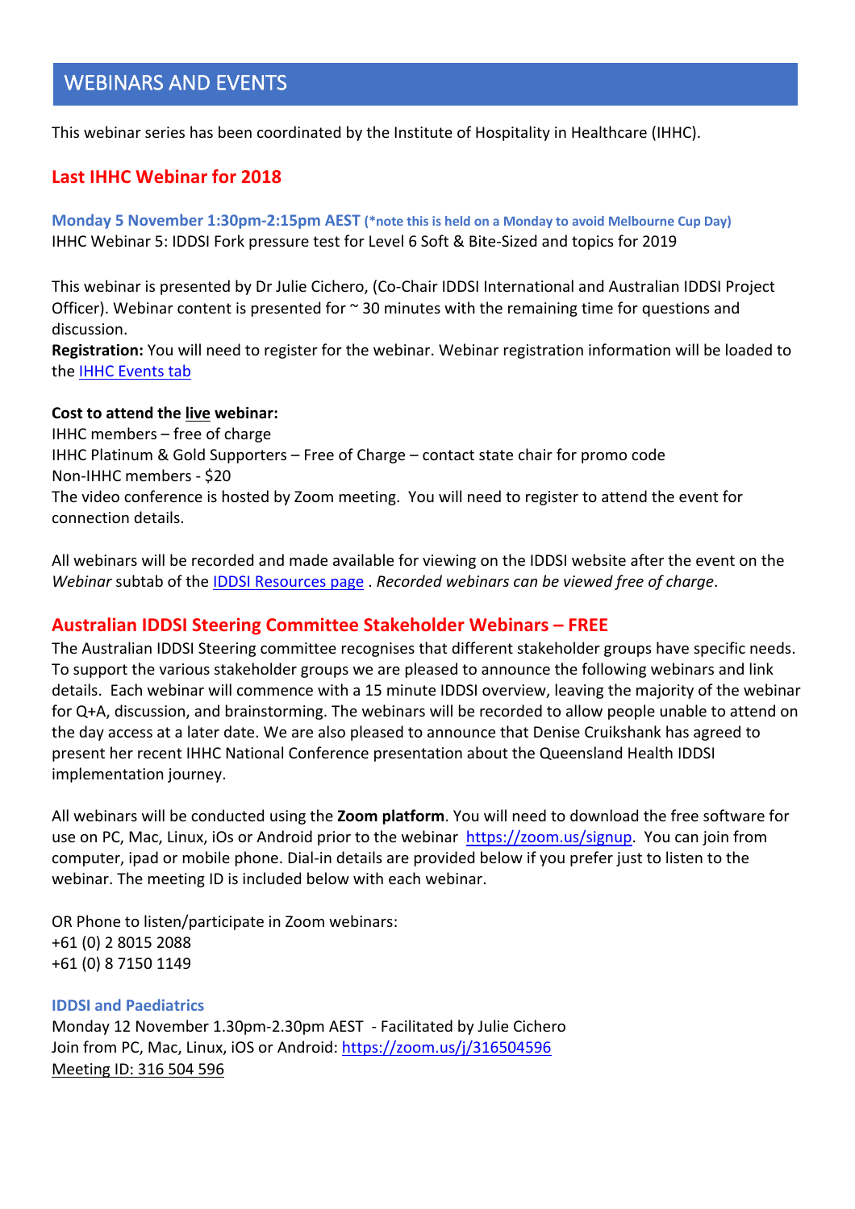# WEBINARS AND EVENTS

This webinar series has been coordinated by the Institute of Hospitality in Healthcare (IHHC).

## Last IHHC Webinar for 2018

**Monday 5 November 1:30pm-2:15pm AEST** **(*note this is held on a Monday to avoid Melbourne Cup Day)**
IHHC Webinar 5: IDDSI Fork pressure test for Level 6 Soft & Bite-Sized and topics for 2019

This webinar is presented by Dr Julie Cichero, (Co-Chair IDDSI International and Australian IDDSI Project Officer). Webinar content is presented for ~ 30 minutes with the remaining time for questions and discussion.
**Registration:** You will need to register for the webinar. Webinar registration information will be loaded to the [IHHC Events tab]

**Cost to attend the live webinar:**
IHHC members – free of charge
IHHC Platinum & Gold Supporters – Free of Charge – contact state chair for promo code
Non-IHHC members - $20
The video conference is hosted by Zoom meeting. You will need to register to attend the event for connection details.

All webinars will be recorded and made available for viewing on the IDDSI website after the event on the *Webinar* subtab of the [IDDSI Resources page] . *Recorded webinars can be viewed free of charge*.

## Australian IDDSI Steering Committee Stakeholder Webinars – FREE

The Australian IDDSI Steering committee recognises that different stakeholder groups have specific needs. To support the various stakeholder groups we are pleased to announce the following webinars and link details. Each webinar will commence with a 15 minute IDDSI overview, leaving the majority of the webinar for Q+A, discussion, and brainstorming. The webinars will be recorded to allow people unable to attend on the day access at a later date. We are also pleased to announce that Denise Cruikshank has agreed to present her recent IHHC National Conference presentation about the Queensland Health IDDSI implementation journey.

All webinars will be conducted using the **Zoom platform**. You will need to download the free software for use on PC, Mac, Linux, iOs or Android prior to the webinar https://zoom.us/signup. You can join from computer, ipad or mobile phone. Dial-in details are provided below if you prefer just to listen to the webinar. The meeting ID is included below with each webinar.

OR Phone to listen/participate in Zoom webinars:
+61 (0) 2 8015 2088
+61 (0) 8 7150 1149

### IDDSI and Paediatrics

Monday 12 November 1.30pm-2.30pm AEST - Facilitated by Julie Cichero
Join from PC, Mac, Linux, iOS or Android: https://zoom.us/j/316504596
Meeting ID: 316 504 596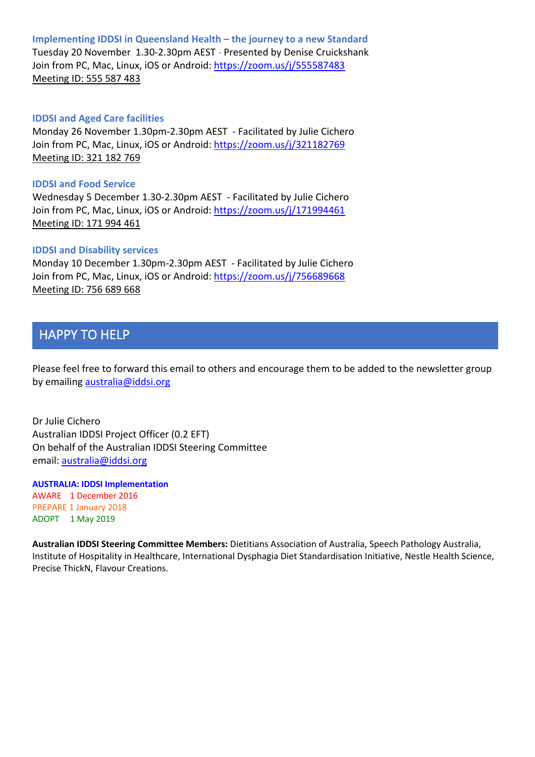**Implementing IDDSI in Queensland Health – the journey to a new Standard**

Tuesday 20 November 1.30-2.30pm AEST - Presented by Denise Cruickshank
Join from PC, Mac, Linux, iOS or Android: https://zoom.us/j/555587483
Meeting ID: 555 587 483

**IDDSI and Aged Care facilities**

Monday 26 November 1.30pm-2.30pm AEST - Facilitated by Julie Cichero
Join from PC, Mac, Linux, iOS or Android: https://zoom.us/j/321182769
Meeting ID: 321 182 769

**IDDSI and Food Service**

Wednesday 5 December 1.30-2.30pm AEST - Facilitated by Julie Cichero
Join from PC, Mac, Linux, iOS or Android: https://zoom.us/j/171994461
Meeting ID: 171 994 461

**IDDSI and Disability services**

Monday 10 December 1.30pm-2.30pm AEST - Facilitated by Julie Cichero
Join from PC, Mac, Linux, iOS or Android: https://zoom.us/j/756689668
Meeting ID: 756 689 668

## HAPPY TO HELP

Please feel free to forward this email to others and encourage them to be added to the newsletter group by emailing australia@iddsi.org

Dr Julie Cichero
Australian IDDSI Project Officer (0.2 EFT)
On behalf of the Australian IDDSI Steering Committee
email: australia@iddsi.org

**AUSTRALIA: IDDSI Implementation**
AWARE 1 December 2016
PREPARE 1 January 2018
ADOPT 1 May 2019

**Australian IDDSI Steering Committee Members:** Dietitians Association of Australia, Speech Pathology Australia, Institute of Hospitality in Healthcare, International Dysphagia Diet Standardisation Initiative, Nestle Health Science, Precise ThickN, Flavour Creations.